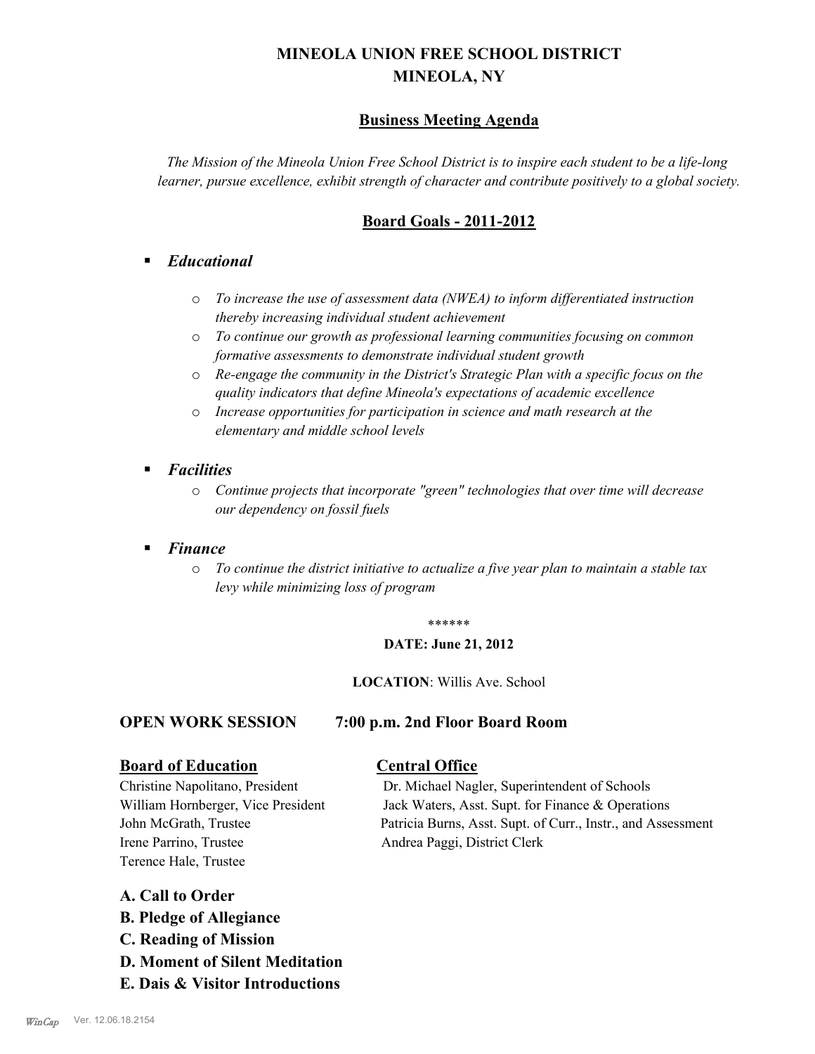# MINEOLA UNION FREE SCHOOL DISTRICT
# MINEOLA, NY

## Business Meeting Agenda

*The Mission of the Mineola Union Free School District is to inspire each student to be a life-long learner, pursue excellence, exhibit strength of character and contribute positively to a global society.*

## Board Goals - 2011-2012

- ***Educational***
  - *To increase the use of assessment data (NWEA) to inform differentiated instruction thereby increasing individual student achievement*
  - *To continue our growth as professional learning communities focusing on common formative assessments to demonstrate individual student growth*
  - *Re-engage the community in the District's Strategic Plan with a specific focus on the quality indicators that define Mineola's expectations of academic excellence*
  - *Increase opportunities for participation in science and math research at the elementary and middle school levels*
- ***Facilities***
  - *Continue projects that incorporate "green" technologies that over time will decrease our dependency on fossil fuels*
- ***Finance***
  - *To continue the district initiative to actualize a five year plan to maintain a stable tax levy while minimizing loss of program*

\*\*\*\*\*\*

**DATE: June 21, 2012**

**LOCATION**: Willis Ave. School

### OPEN WORK SESSION 7:00 p.m. 2nd Floor Board Room

**Board of Education**

Christine Napolitano, President
William Hornberger, Vice President
John McGrath, Trustee
Irene Parrino, Trustee
Terence Hale, Trustee

**Central Office**

Dr. Michael Nagler, Superintendent of Schools
Jack Waters, Asst. Supt. for Finance & Operations
Patricia Burns, Asst. Supt. of Curr., Instr., and Assessment
Andrea Paggi, District Clerk

**A. Call to Order**
**B. Pledge of Allegiance**
**C. Reading of Mission**
**D. Moment of Silent Meditation**
**E. Dais & Visitor Introductions**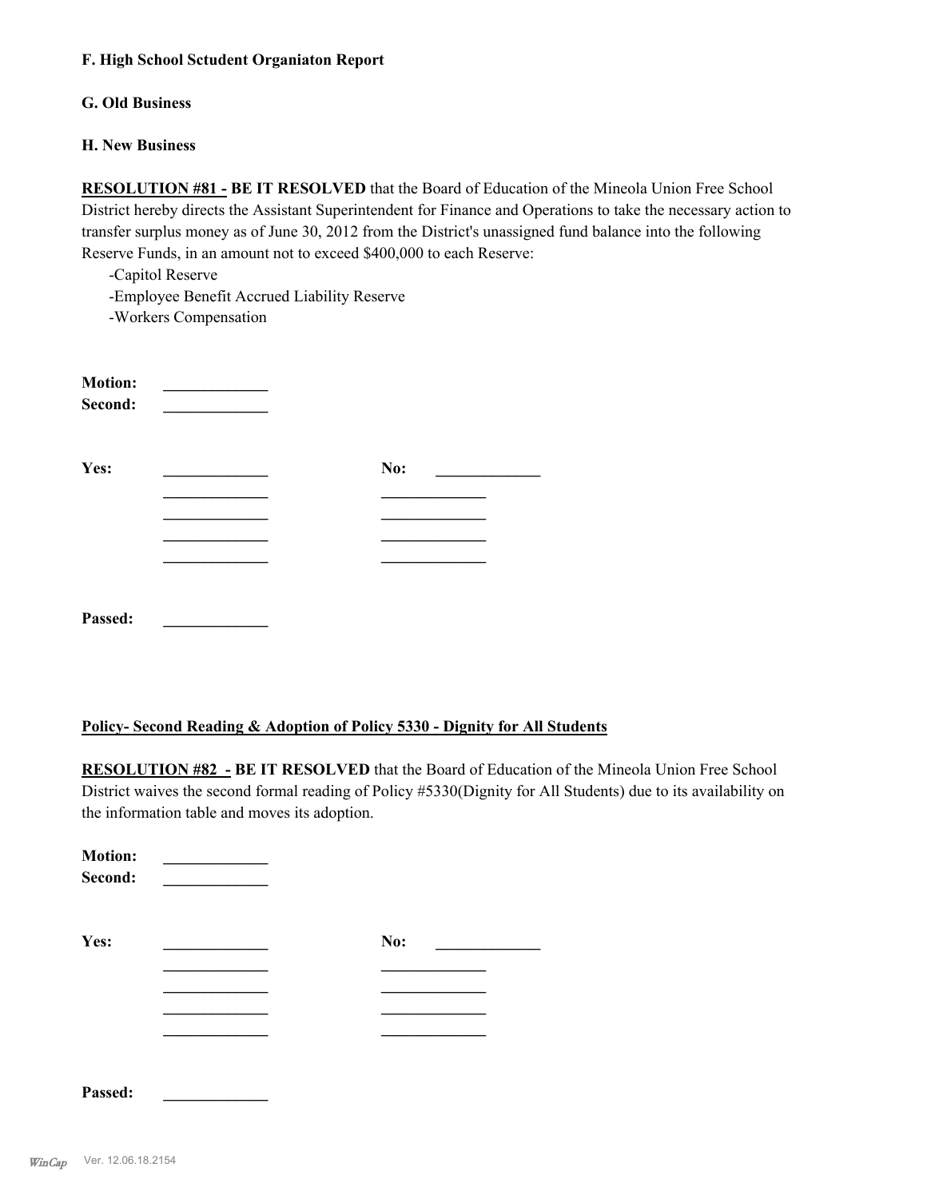**F. High School Sctudent Organiaton Report**

**G. Old Business**

**H. New Business**

**RESOLUTION #81 - BE IT RESOLVED** that the Board of Education of the Mineola Union Free School District hereby directs the Assistant Superintendent for Finance and Operations to take the necessary action to transfer surplus money as of June 30, 2012 from the District's unassigned fund balance into the following Reserve Funds, in an amount not to exceed $400,000 to each Reserve:

- -Capitol Reserve
- -Employee Benefit Accrued Liability Reserve
- -Workers Compensation

**Motion:** _____________
**Second:** _____________

**Yes:** _____________ **No:** _____________
_____________ _____________
_____________ _____________
_____________ _____________
_____________ _____________

**Passed:** _____________

**Policy- Second Reading & Adoption of Policy 5330 - Dignity for All Students**

**RESOLUTION #82 - BE IT RESOLVED** that the Board of Education of the Mineola Union Free School District waives the second formal reading of Policy #5330(Dignity for All Students) due to its availability on the information table and moves its adoption.

**Motion:** _____________
**Second:** _____________

**Yes:** _____________ **No:** _____________
_____________ _____________
_____________ _____________
_____________ _____________
_____________ _____________

**Passed:** _____________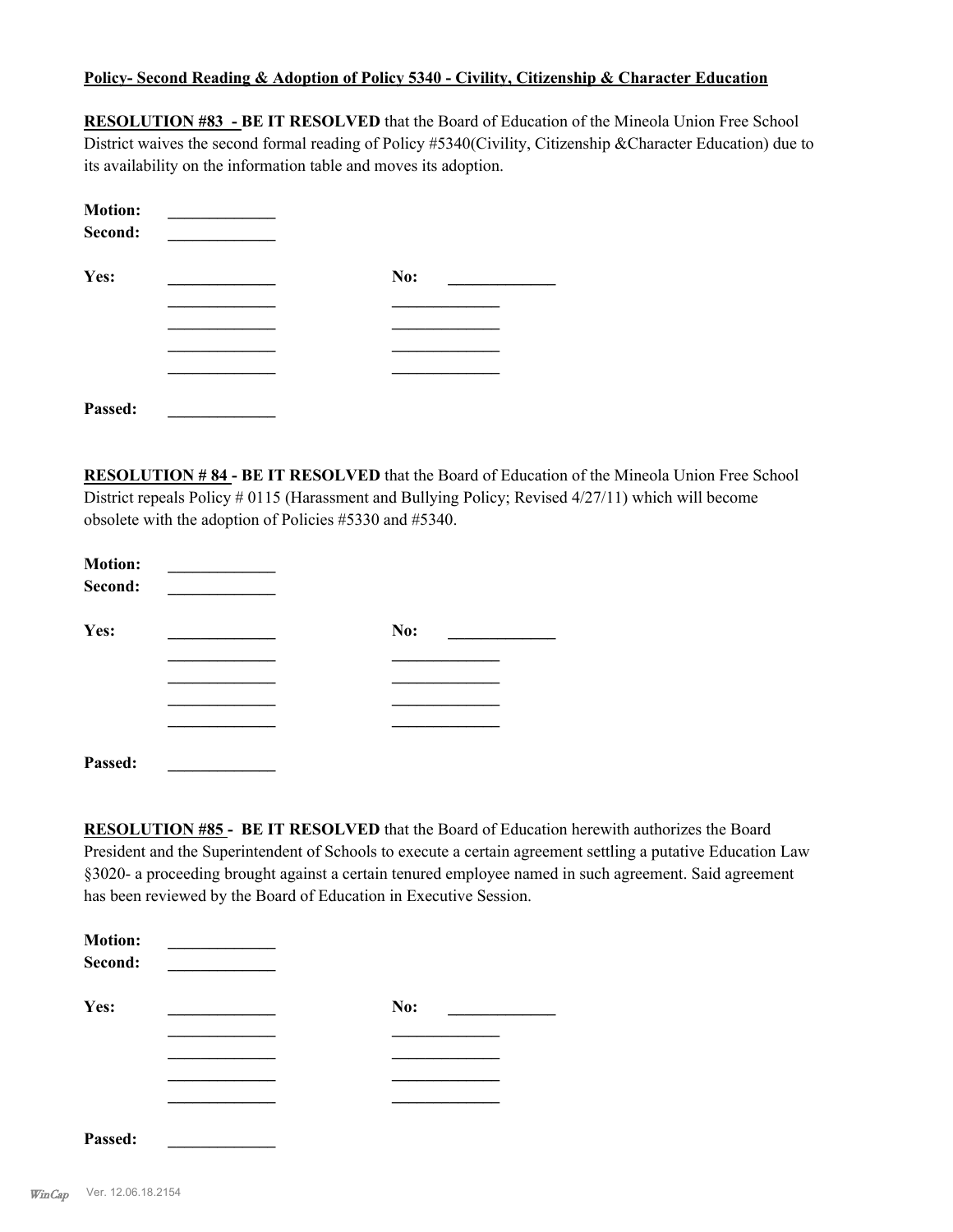**Policy- Second Reading & Adoption of Policy 5340 - Civility, Citizenship & Character Education**

**RESOLUTION #83 - BE IT RESOLVED** that the Board of Education of the Mineola Union Free School District waives the second formal reading of Policy #5340(Civility, Citizenship &Character Education) due to its availability on the information table and moves its adoption.

**Motion:** _____________
**Second:** _____________

| **Yes:** | _____________ | **No:** | _____________ |
|---|---|---|---|
| | _____________ | | _____________ |
| | _____________ | | _____________ |
| | _____________ | | _____________ |
| | _____________ | | _____________ |

**Passed:** _____________

**RESOLUTION # 84 - BE IT RESOLVED** that the Board of Education of the Mineola Union Free School District repeals Policy # 0115 (Harassment and Bullying Policy; Revised 4/27/11) which will become obsolete with the adoption of Policies #5330 and #5340.

**Motion:** _____________
**Second:** _____________

| **Yes:** | _____________ | **No:** | _____________ |
|---|---|---|---|
| | _____________ | | _____________ |
| | _____________ | | _____________ |
| | _____________ | | _____________ |
| | _____________ | | _____________ |

**Passed:** _____________

**RESOLUTION #85 - BE IT RESOLVED** that the Board of Education herewith authorizes the Board President and the Superintendent of Schools to execute a certain agreement settling a putative Education Law §3020- a proceeding brought against a certain tenured employee named in such agreement. Said agreement has been reviewed by the Board of Education in Executive Session.

**Motion:** _____________
**Second:** _____________

| **Yes:** | _____________ | **No:** | _____________ |
|---|---|---|---|
| | _____________ | | _____________ |
| | _____________ | | _____________ |
| | _____________ | | _____________ |
| | _____________ | | _____________ |

**Passed:** _____________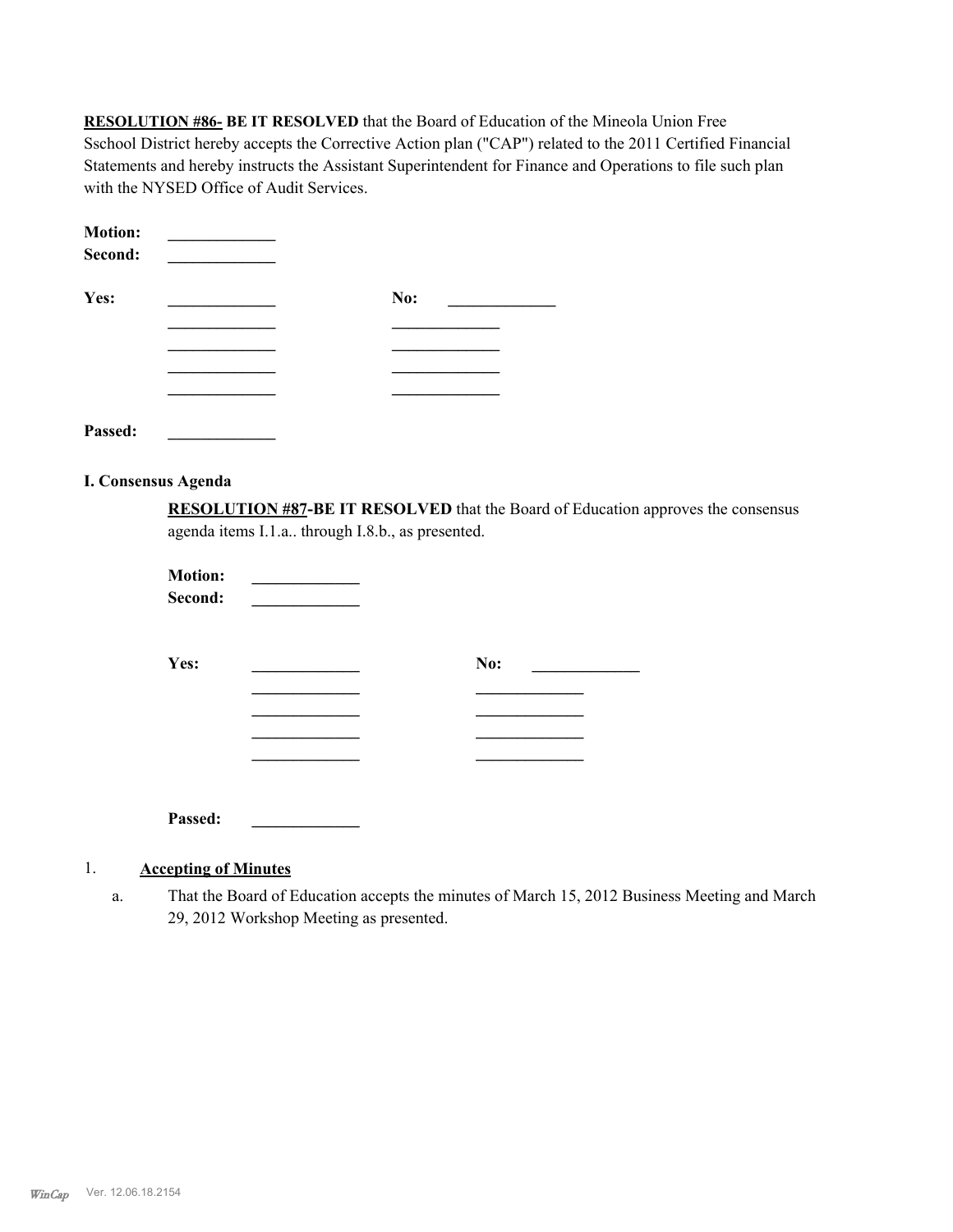**RESOLUTION #86- BE IT RESOLVED** that the Board of Education of the Mineola Union Free Sschool District hereby accepts the Corrective Action plan ("CAP") related to the 2011 Certified Financial Statements and hereby instructs the Assistant Superintendent for Finance and Operations to file such plan with the NYSED Office of Audit Services.

**Motion:** _____________
**Second:** _____________

**Yes:** _____________ **No:** _____________
_____________ _____________
_____________ _____________
_____________ _____________
_____________ _____________

**Passed:** _____________

## I. Consensus Agenda

**RESOLUTION #87-BE IT RESOLVED** that the Board of Education approves the consensus agenda items I.1.a.. through I.8.b., as presented.

**Motion:** _____________
**Second:** _____________

**Yes:** _____________ **No:** _____________
_____________ _____________
_____________ _____________
_____________ _____________
_____________ _____________

**Passed:** _____________

1. **Accepting of Minutes**

   a. That the Board of Education accepts the minutes of March 15, 2012 Business Meeting and March 29, 2012 Workshop Meeting as presented.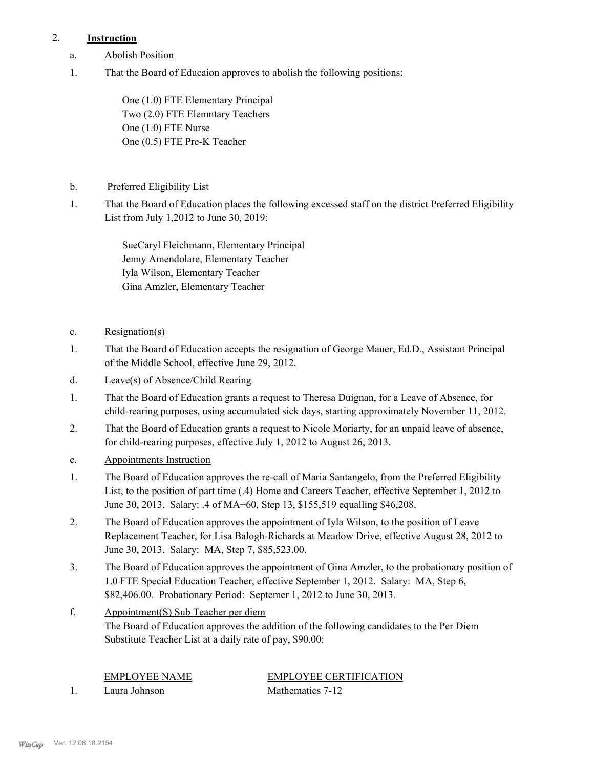2. **Instruction**

a. Abolish Position

1. That the Board of Educaion approves to abolish the following positions:

   One (1.0) FTE Elementary Principal
   Two (2.0) FTE Elemntary Teachers
   One (1.0) FTE Nurse
   One (0.5) FTE Pre-K Teacher

b. Preferred Eligibility List

1. That the Board of Education places the following excessed staff on the district Preferred Eligibility List from July 1,2012 to June 30, 2019:

   SueCaryl Fleichmann, Elementary Principal
   Jenny Amendolare, Elementary Teacher
   Iyla Wilson, Elementary Teacher
   Gina Amzler, Elementary Teacher

c. Resignation(s)

1. That the Board of Education accepts the resignation of George Mauer, Ed.D., Assistant Principal of the Middle School, effective June 29, 2012.

d. Leave(s) of Absence/Child Rearing

1. That the Board of Education grants a request to Theresa Duignan, for a Leave of Absence, for child-rearing purposes, using accumulated sick days, starting approximately November 11, 2012.
2. That the Board of Education grants a request to Nicole Moriarty, for an unpaid leave of absence, for child-rearing purposes, effective July 1, 2012 to August 26, 2013.

e. Appointments Instruction

1. The Board of Education approves the re-call of Maria Santangelo, from the Preferred Eligibility List, to the position of part time (.4) Home and Careers Teacher, effective September 1, 2012 to June 30, 2013. Salary: .4 of MA+60, Step 13, $155,519 equalling $46,208.
2. The Board of Education approves the appointment of Iyla Wilson, to the position of Leave Replacement Teacher, for Lisa Balogh-Richards at Meadow Drive, effective August 28, 2012 to June 30, 2013. Salary: MA, Step 7, $85,523.00.
3. The Board of Education approves the appointment of Gina Amzler, to the probationary position of 1.0 FTE Special Education Teacher, effective September 1, 2012. Salary: MA, Step 6, $82,406.00. Probationary Period: Septemer 1, 2012 to June 30, 2013.

f. Appointment(S) Sub Teacher per diem

The Board of Education approves the addition of the following candidates to the Per Diem Substitute Teacher List at a daily rate of pay, $90.00:

| | EMPLOYEE NAME | EMPLOYEE CERTIFICATION |
|---|---|---|
| 1. | Laura Johnson | Mathematics 7-12 |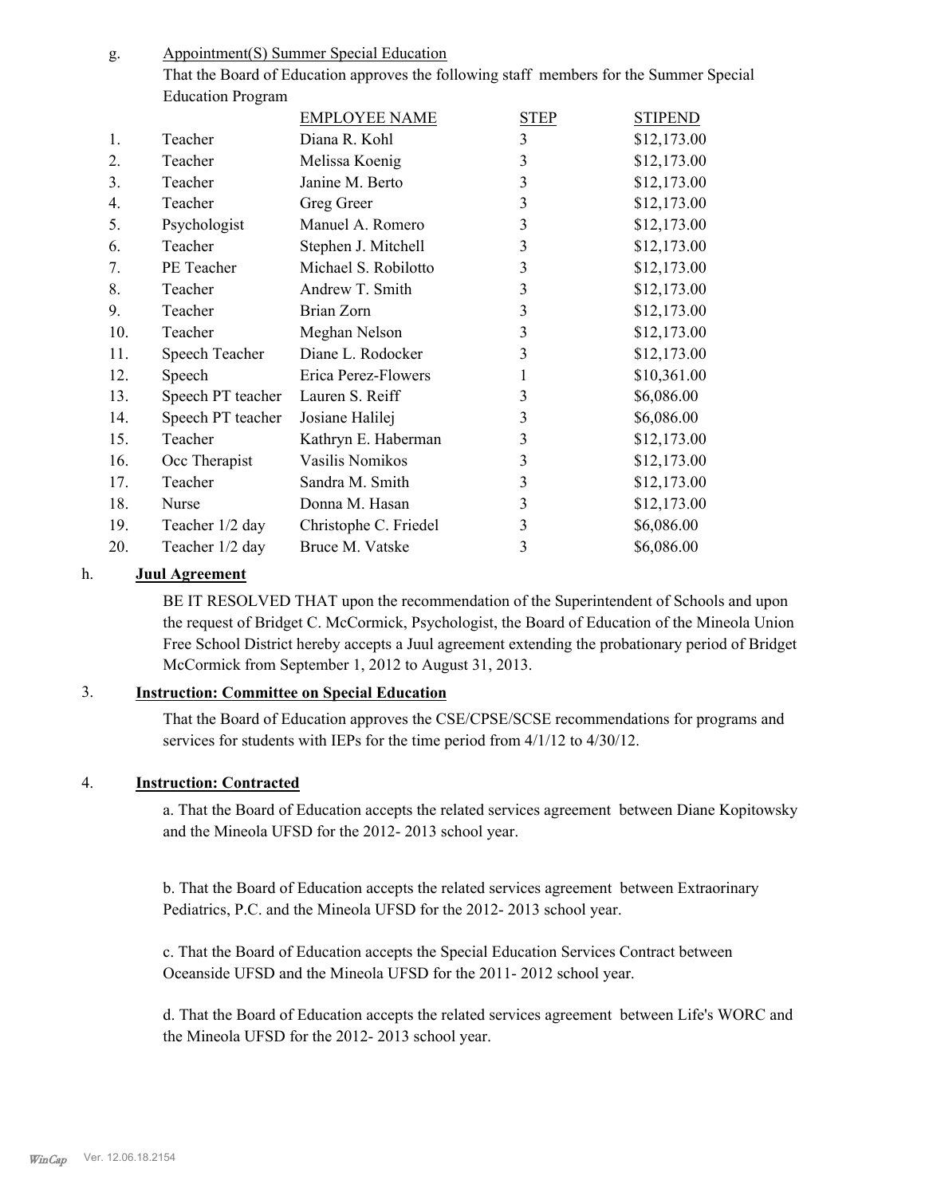g. Appointment(S) Summer Special Education

That the Board of Education approves the following staff members for the Summer Special Education Program

| | | EMPLOYEE NAME | STEP | STIPEND |
|---|---|---|---|---|
| 1. | Teacher | Diana R. Kohl | 3 | $12,173.00 |
| 2. | Teacher | Melissa Koenig | 3 | $12,173.00 |
| 3. | Teacher | Janine M. Berto | 3 | $12,173.00 |
| 4. | Teacher | Greg Greer | 3 | $12,173.00 |
| 5. | Psychologist | Manuel A. Romero | 3 | $12,173.00 |
| 6. | Teacher | Stephen J. Mitchell | 3 | $12,173.00 |
| 7. | PE Teacher | Michael S. Robilotto | 3 | $12,173.00 |
| 8. | Teacher | Andrew T. Smith | 3 | $12,173.00 |
| 9. | Teacher | Brian Zorn | 3 | $12,173.00 |
| 10. | Teacher | Meghan Nelson | 3 | $12,173.00 |
| 11. | Speech Teacher | Diane L. Rodocker | 3 | $12,173.00 |
| 12. | Speech | Erica Perez-Flowers | 1 | $10,361.00 |
| 13. | Speech PT teacher | Lauren S. Reiff | 3 | $6,086.00 |
| 14. | Speech PT teacher | Josiane Halilej | 3 | $6,086.00 |
| 15. | Teacher | Kathryn E. Haberman | 3 | $12,173.00 |
| 16. | Occ Therapist | Vasilis Nomikos | 3 | $12,173.00 |
| 17. | Teacher | Sandra M. Smith | 3 | $12,173.00 |
| 18. | Nurse | Donna M. Hasan | 3 | $12,173.00 |
| 19. | Teacher 1/2 day | Christophe C. Friedel | 3 | $6,086.00 |
| 20. | Teacher 1/2 day | Bruce M. Vatske | 3 | $6,086.00 |

h. **Juul Agreement**

BE IT RESOLVED THAT upon the recommendation of the Superintendent of Schools and upon the request of Bridget C. McCormick, Psychologist, the Board of Education of the Mineola Union Free School District hereby accepts a Juul agreement extending the probationary period of Bridget McCormick from September 1, 2012 to August 31, 2013.

3. **Instruction: Committee on Special Education**

That the Board of Education approves the CSE/CPSE/SCSE recommendations for programs and services for students with IEPs for the time period from 4/1/12 to 4/30/12.

4. **Instruction: Contracted**

a. That the Board of Education accepts the related services agreement between Diane Kopitowsky and the Mineola UFSD for the 2012- 2013 school year.

b. That the Board of Education accepts the related services agreement between Extraorinary Pediatrics, P.C. and the Mineola UFSD for the 2012- 2013 school year.

c. That the Board of Education accepts the Special Education Services Contract between Oceanside UFSD and the Mineola UFSD for the 2011- 2012 school year.

d. That the Board of Education accepts the related services agreement between Life's WORC and the Mineola UFSD for the 2012- 2013 school year.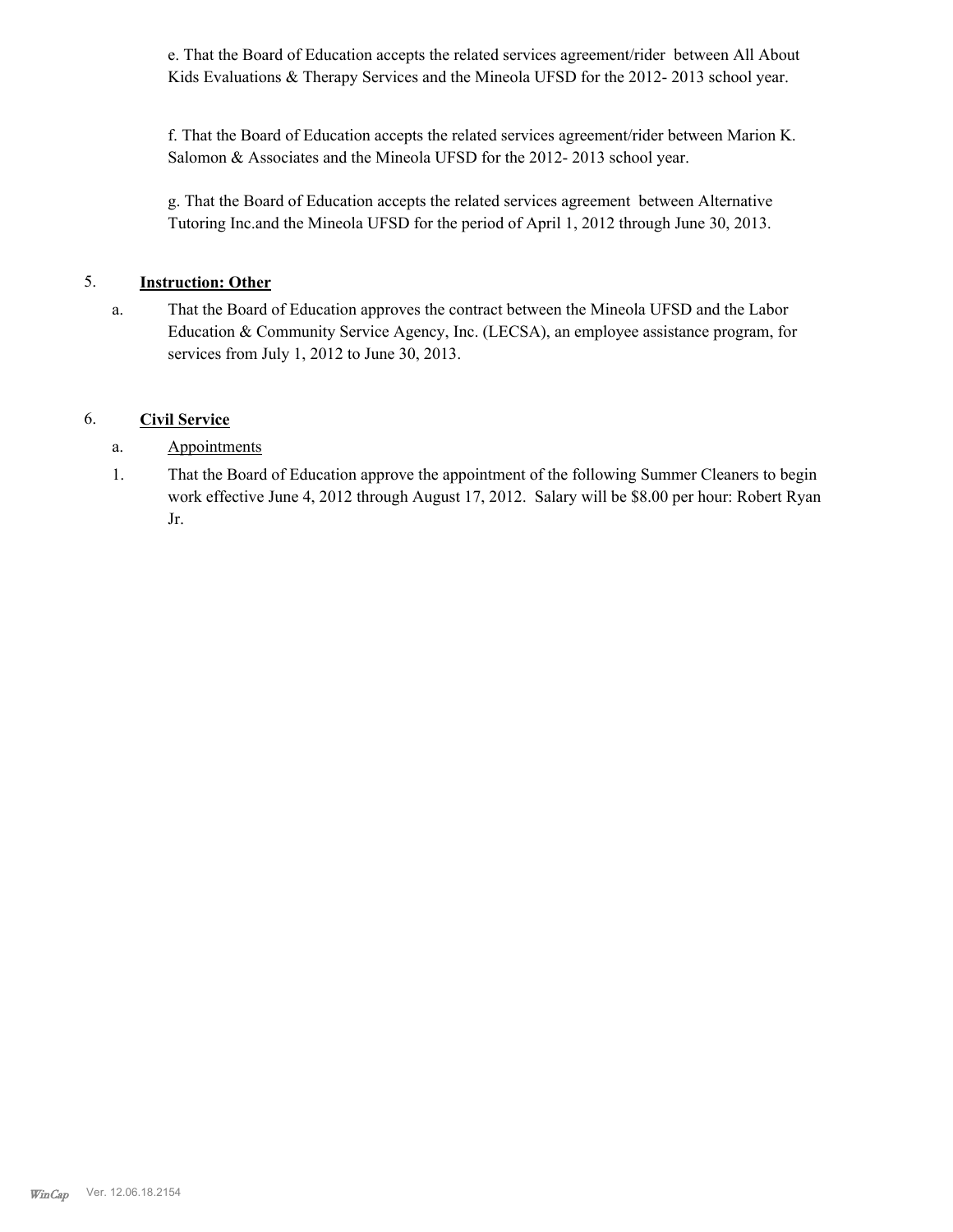e. That the Board of Education accepts the related services agreement/rider between All About Kids Evaluations & Therapy Services and the Mineola UFSD for the 2012- 2013 school year.

f. That the Board of Education accepts the related services agreement/rider between Marion K. Salomon & Associates and the Mineola UFSD for the 2012- 2013 school year.

g. That the Board of Education accepts the related services agreement between Alternative Tutoring Inc.and the Mineola UFSD for the period of April 1, 2012 through June 30, 2013.

5. **Instruction: Other**

a. That the Board of Education approves the contract between the Mineola UFSD and the Labor Education & Community Service Agency, Inc. (LECSA), an employee assistance program, for services from July 1, 2012 to June 30, 2013.

6. **Civil Service**

a. Appointments

1. That the Board of Education approve the appointment of the following Summer Cleaners to begin work effective June 4, 2012 through August 17, 2012. Salary will be $8.00 per hour: Robert Ryan Jr.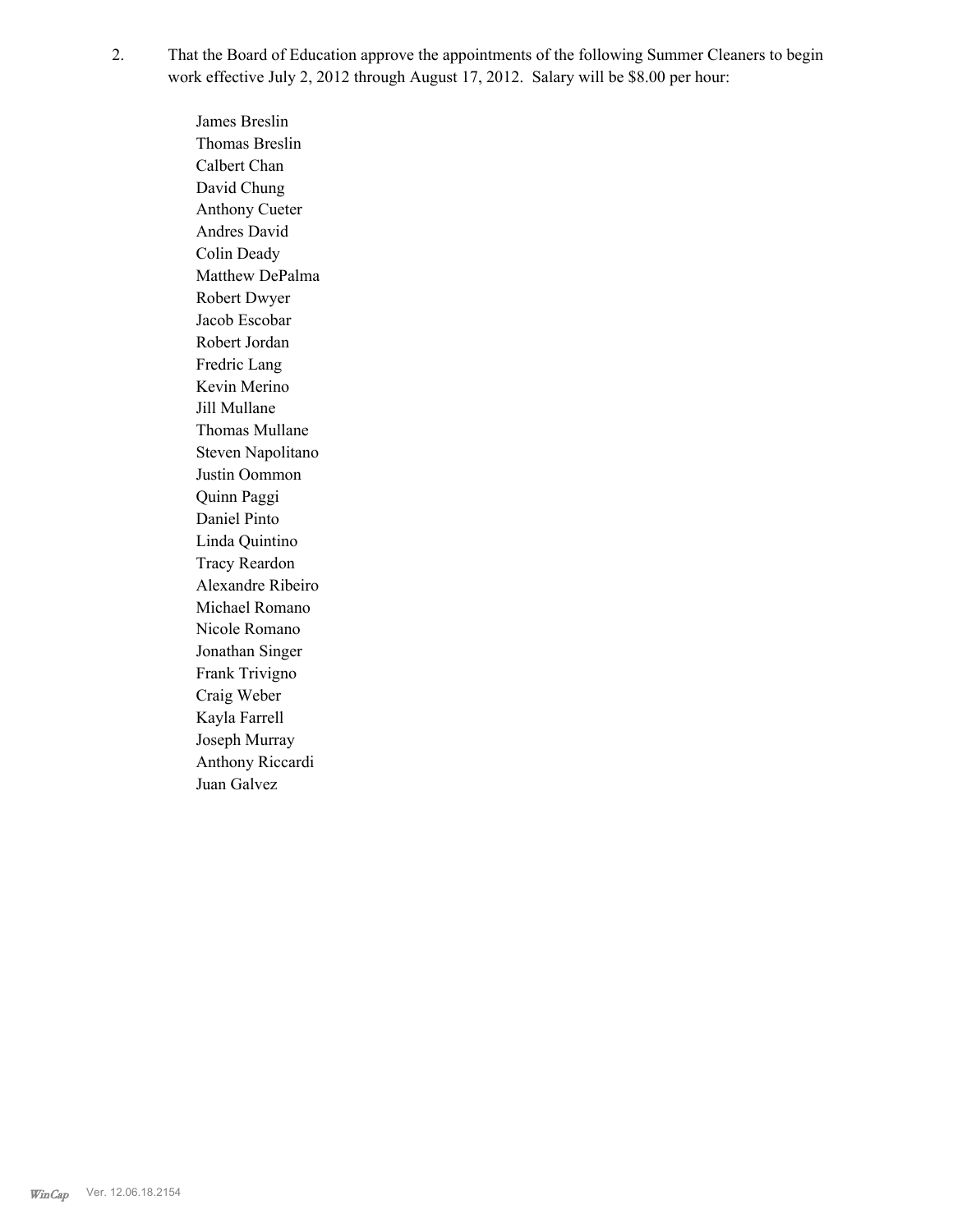2. That the Board of Education approve the appointments of the following Summer Cleaners to begin work effective July 2, 2012 through August 17, 2012. Salary will be $8.00 per hour:

   James Breslin
   Thomas Breslin
   Calbert Chan
   David Chung
   Anthony Cueter
   Andres David
   Colin Deady
   Matthew DePalma
   Robert Dwyer
   Jacob Escobar
   Robert Jordan
   Fredric Lang
   Kevin Merino
   Jill Mullane
   Thomas Mullane
   Steven Napolitano
   Justin Oommon
   Quinn Paggi
   Daniel Pinto
   Linda Quintino
   Tracy Reardon
   Alexandre Ribeiro
   Michael Romano
   Nicole Romano
   Jonathan Singer
   Frank Trivigno
   Craig Weber
   Kayla Farrell
   Joseph Murray
   Anthony Riccardi
   Juan Galvez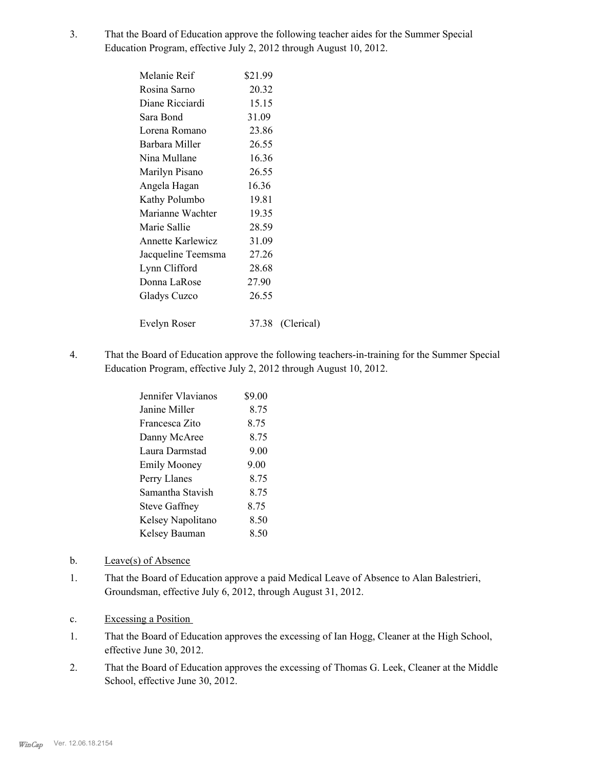3. That the Board of Education approve the following teacher aides for the Summer Special Education Program, effective July 2, 2012 through August 10, 2012.

| | | |
|---|---|---|
| Melanie Reif | $21.99 | |
| Rosina Sarno | 20.32 | |
| Diane Ricciardi | 15.15 | |
| Sara Bond | 31.09 | |
| Lorena Romano | 23.86 | |
| Barbara Miller | 26.55 | |
| Nina Mullane | 16.36 | |
| Marilyn Pisano | 26.55 | |
| Angela Hagan | 16.36 | |
| Kathy Polumbo | 19.81 | |
| Marianne Wachter | 19.35 | |
| Marie Sallie | 28.59 | |
| Annette Karlewicz | 31.09 | |
| Jacqueline Teemsma | 27.26 | |
| Lynn Clifford | 28.68 | |
| Donna LaRose | 27.90 | |
| Gladys Cuzco | 26.55 | |
| Evelyn Roser | 37.38 | (Clerical) |

4. That the Board of Education approve the following teachers-in-training for the Summer Special Education Program, effective July 2, 2012 through August 10, 2012.

| | |
|---|---|
| Jennifer Vlavianos | $9.00 |
| Janine Miller | 8.75 |
| Francesca Zito | 8.75 |
| Danny McAree | 8.75 |
| Laura Darmstad | 9.00 |
| Emily Mooney | 9.00 |
| Perry Llanes | 8.75 |
| Samantha Stavish | 8.75 |
| Steve Gaffney | 8.75 |
| Kelsey Napolitano | 8.50 |
| Kelsey Bauman | 8.50 |

b. Leave(s) of Absence

1. That the Board of Education approve a paid Medical Leave of Absence to Alan Balestrieri, Groundsman, effective July 6, 2012, through August 31, 2012.

c. Excessing a Position

1. That the Board of Education approves the excessing of Ian Hogg, Cleaner at the High School, effective June 30, 2012.

2. That the Board of Education approves the excessing of Thomas G. Leek, Cleaner at the Middle School, effective June 30, 2012.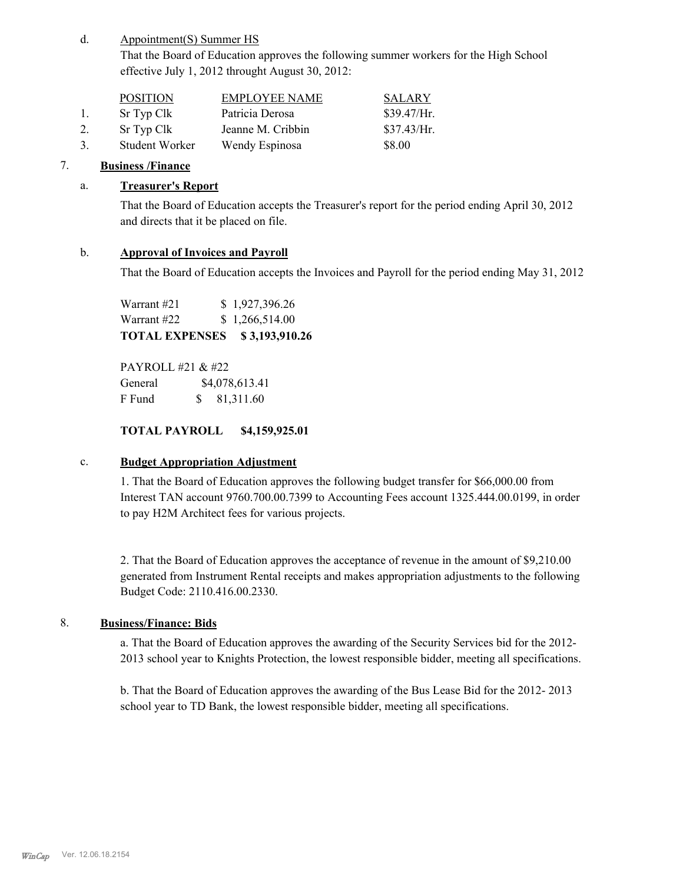d. Appointment(S) Summer HS

That the Board of Education approves the following summer workers for the High School effective July 1, 2012 throught August 30, 2012:

| | POSITION | EMPLOYEE NAME | SALARY |
|---|---|---|---|
| 1. | Sr Typ Clk | Patricia Derosa | $39.47/Hr. |
| 2. | Sr Typ Clk | Jeanne M. Cribbin | $37.43/Hr. |
| 3. | Student Worker | Wendy Espinosa | $8.00 |

7. **Business /Finance**

a. **Treasurer's Report**

That the Board of Education accepts the Treasurer's report for the period ending April 30, 2012 and directs that it be placed on file.

b. **Approval of Invoices and Payroll**

That the Board of Education accepts the Invoices and Payroll for the period ending May 31, 2012

Warrant #21 $ 1,927,396.26
Warrant #22 $ 1,266,514.00
**TOTAL EXPENSES $ 3,193,910.26**

PAYROLL #21 & #22
General $4,078,613.41
F Fund $ 81,311.60

**TOTAL PAYROLL $4,159,925.01**

c. **Budget Appropriation Adjustment**

1. That the Board of Education approves the following budget transfer for $66,000.00 from Interest TAN account 9760.700.00.7399 to Accounting Fees account 1325.444.00.0199, in order to pay H2M Architect fees for various projects.

2. That the Board of Education approves the acceptance of revenue in the amount of $9,210.00 generated from Instrument Rental receipts and makes appropriation adjustments to the following Budget Code: 2110.416.00.2330.

8. **Business/Finance: Bids**

a. That the Board of Education approves the awarding of the Security Services bid for the 2012-2013 school year to Knights Protection, the lowest responsible bidder, meeting all specifications.

b. That the Board of Education approves the awarding of the Bus Lease Bid for the 2012- 2013 school year to TD Bank, the lowest responsible bidder, meeting all specifications.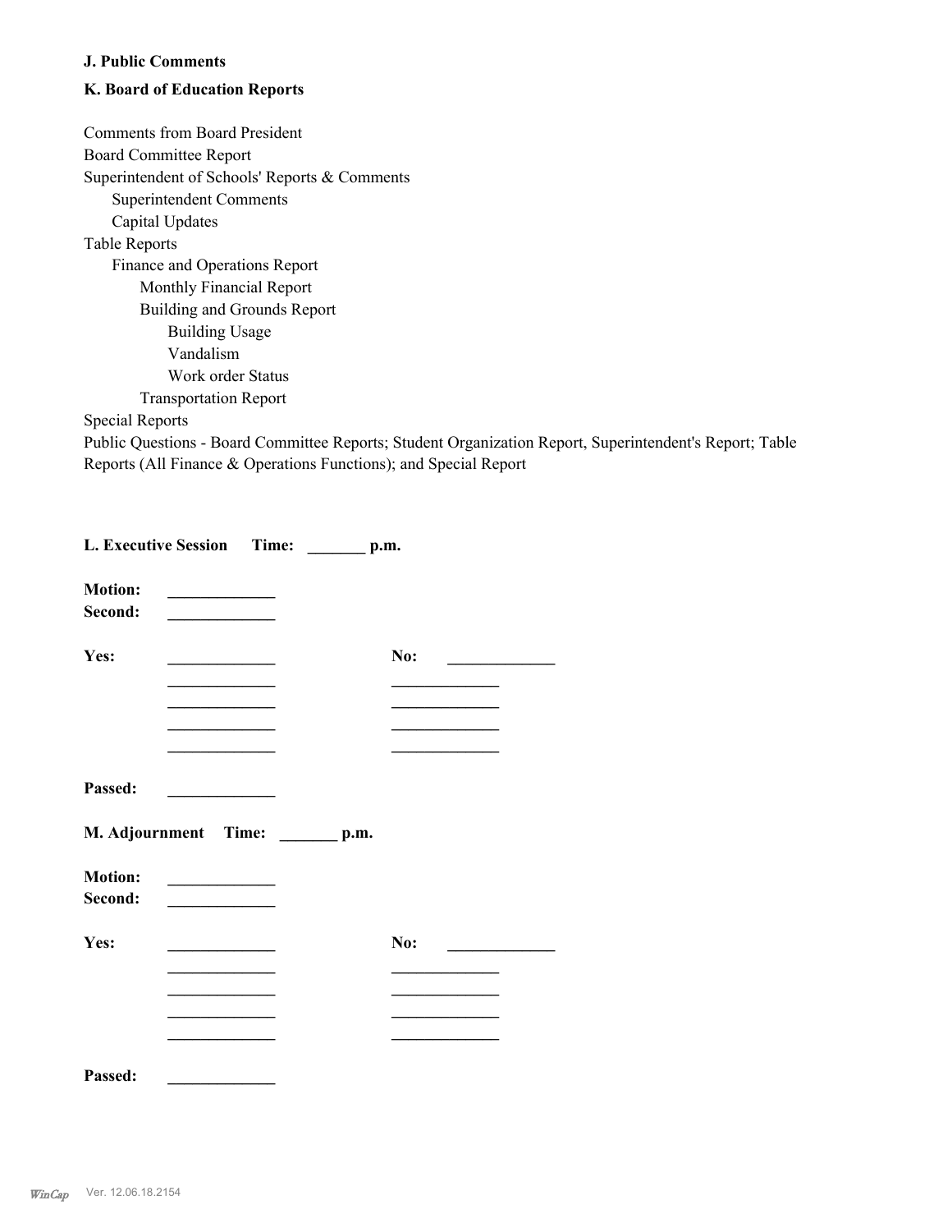**J. Public Comments**

**K. Board of Education Reports**

Comments from Board President
Board Committee Report
Superintendent of Schools' Reports & Comments
- Superintendent Comments
- Capital Updates

Table Reports
- Finance and Operations Report
  - Monthly Financial Report
  - Building and Grounds Report
    - Building Usage
    - Vandalism
    - Work order Status
  - Transportation Report

Special Reports
Public Questions - Board Committee Reports; Student Organization Report, Superintendent's Report; Table Reports (All Finance & Operations Functions); and Special Report

**L. Executive Session Time: _______ p.m.**

**Motion:** _____________
**Second:** _____________

| | | | |
|---|---|---|---|
| **Yes:** | _____________ | **No:** | _____________ |
| | _____________ | | _____________ |
| | _____________ | | _____________ |
| | _____________ | | _____________ |
| | _____________ | | _____________ |

**Passed:** _____________

**M. Adjournment Time: _______ p.m.**

**Motion:** _____________
**Second:** _____________

| | | | |
|---|---|---|---|
| **Yes:** | _____________ | **No:** | _____________ |
| | _____________ | | _____________ |
| | _____________ | | _____________ |
| | _____________ | | _____________ |
| | _____________ | | _____________ |

**Passed:** _____________